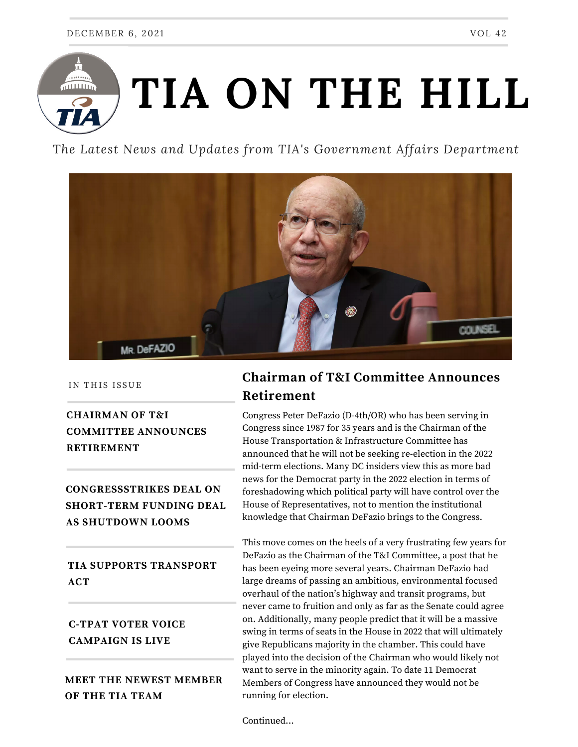DECEMBER 6, 2021 VOL 42

# TIA ON THE HILL

*The Latest News and Updates from TIA's Government Affairs Department*

IN THIS ISSUE

**CHAIRMAN OF T&I COMMITTEE ANNOUNCES RETIREMENT**

**CONGRESSSTRIKES DEAL ON SHORT-TERM FUNDING DEAL AS SHUTDOWN LOOMS**

**TIA SUPPORTS TRANSPORT ACT**

**C-TPAT VOTER VOICE CAMPAIGN IS LIVE**

**MEET THE NEWEST MEMBER OF THE TIA TEAM**

## Chairman of T&I Committee Announces Retirement

Congress Peter DeFazio (D-4th/OR) who has been serving in Congress since 1987 for 35 years and is the Chairman of the House Transportation & Infrastructure Committee has announced that he will not be seeking re-election in the 2022 mid-term elections. Many DC insiders view this as more bad news for the Democrat party in the 2022 election in terms of foreshadowing which political party will have control over the House of Representatives, not to mention the institutional knowledge that Chairman DeFazio brings to the Congress.

This move comes on the heels of a very frustrating few years for DeFazio as the Chairman of the T&I Committee, a post that he has been eyeing more several years. Chairman DeFazio had large dreams of passing an ambitious, environmental focused overhaul of the nation's highway and transit programs, but never came to fruition and only as far as the Senate could agree on. Additionally, many people predict that it will be a massive swing in terms of seats in the House in 2022 that will ultimately give Republicans majority in the chamber. This could have played into the decision of the Chairman who would likely not want to serve in the minority again. To date 11 Democrat Members of Congress have announced they would not be running for election.

Continued...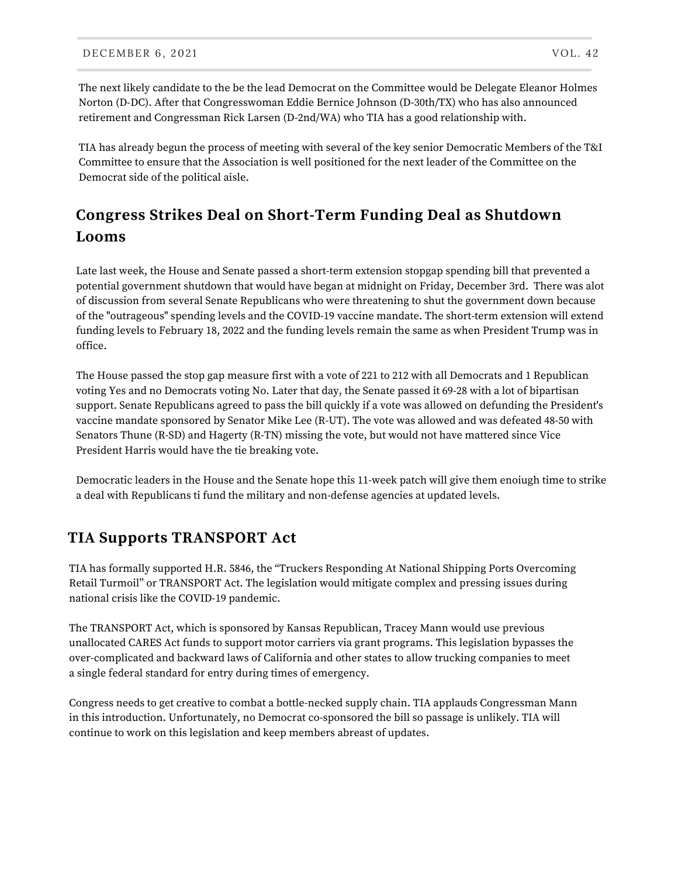The next likely candidate to the be the lead Democrat on the Committee would be Delegate Eleanor Holmes Norton (D-DC). After that Congresswoman Eddie Bernice Johnson (D-30th/TX) who has also announced retirement and Congressman Rick Larsen (D-2nd/WA) who TIA has a good relationship with.

TIA has already begun the process of meeting with several of the key senior Democratic Members of the T&I Committee to ensure that the Association is well positioned for the next leader of the Committee on the Democrat side of the political aisle.

## Congress Strikes Deal on Short-Term Funding Deal as Shutdown Looms

Late last week, the House and Senate passed a short-term extension stopgap spending bill that prevented a potential government shutdown that would have began at midnight on Friday, December 3rd. There was alot of discussion from several Senate Republicans who were threatening to shut the government down because of the "outrageous" spending levels and the COVID-19 vaccine mandate. The short-term extension will extend funding levels to February 18, 2022 and the funding levels remain the same as when President Trump was in office.

The House passed the stop gap measure first with a vote of 221 to 212 with all Democrats and 1 Republican voting Yes and no Democrats voting No. Later that day, the Senate passed it 69-28 with a lot of bipartisan support. Senate Republicans agreed to pass the bill quickly if a vote was allowed on defunding the President's vaccine mandate sponsored by Senator Mike Lee (R-UT). The vote was allowed and was defeated 48-50 with Senators Thune (R-SD) and Hagerty (R-TN) missing the vote, but would not have mattered since Vice President Harris would have the tie breaking vote.

Democratic leaders in the House and the Senate hope this 11-week patch will give them enoiugh time to strike a deal with Republicans ti fund the military and non-defense agencies at updated levels.

## TIA Supports TRANSPORT Act

TIA has formally supported H.R. 5846, the "Truckers Responding At National Shipping Ports Overcoming Retail Turmoil" or TRANSPORT Act. The legislation would mitigate complex and pressing issues during national crisis like the COVID-19 pandemic.

The TRANSPORT Act, which is sponsored by Kansas Republican, Tracey Mann would use previous unallocated CARES Act funds to support motor carriers via grant programs. This legislation bypasses the over-complicated and backward laws of California and other states to allow trucking companies to meet a single federal standard for entry during times of emergency.

Congress needs to get creative to combat a bottle-necked supply chain. TIA applauds Congressman Mann in this introduction. Unfortunately, no Democrat co-sponsored the bill so passage is unlikely. TIA will continue to work on this legislation and keep members abreast of updates.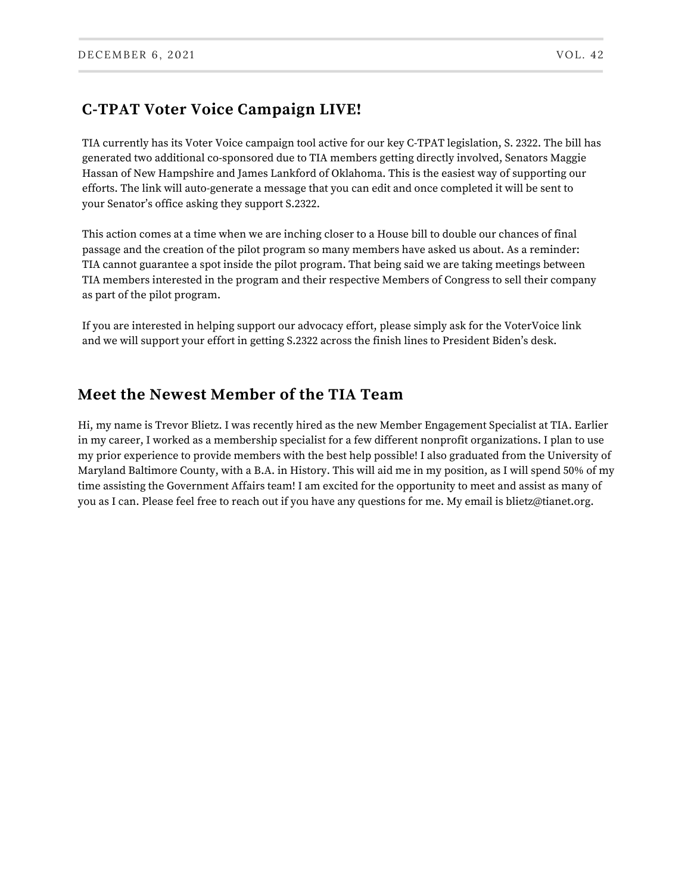## C-TPAT Voter Voice Campaign LIVE!

TIA currently has its Voter Voice campaign tool active for our key C-TPAT legislation, S. 2322. The bill has generated two additional co-sponsored due to TIA members getting directly involved, Senators Maggie Hassan of New Hampshire and James Lankford of Oklahoma. This is the easiest way of supporting our efforts. The link will auto-generate a message that you can edit and once completed it will be sent to your Senator's office asking they support S.2322.

This action comes at a time when we are inching closer to a House bill to double our chances of final passage and the creation of the pilot program so many members have asked us about. As a reminder: TIA cannot guarantee a spot inside the pilot program. That being said we are taking meetings between TIA members interested in the program and their respective Members of Congress to sell their company as part of the pilot program.

If you are interested in helping support our advocacy effort, please simply ask for the VoterVoice link and we will support your effort in getting S.2322 across the finish lines to President Biden's desk.

## Meet the Newest Member of the TIA Team

Hi, my name is Trevor Blietz. I was recently hired as the new Member Engagement Specialist at TIA. Earlier in my career, I worked as a membership specialist for a few different nonprofit organizations. I plan to use my prior experience to provide members with the best help possible! I also graduated from the University of Maryland Baltimore County, with a B.A. in History. This will aid me in my position, as I will spend 50% of my time assisting the Government Affairs team! I am excited for the opportunity to meet and assist as many of you as I can. Please feel free to reach out if you have any questions for me. My email is blietz@tianet.org.